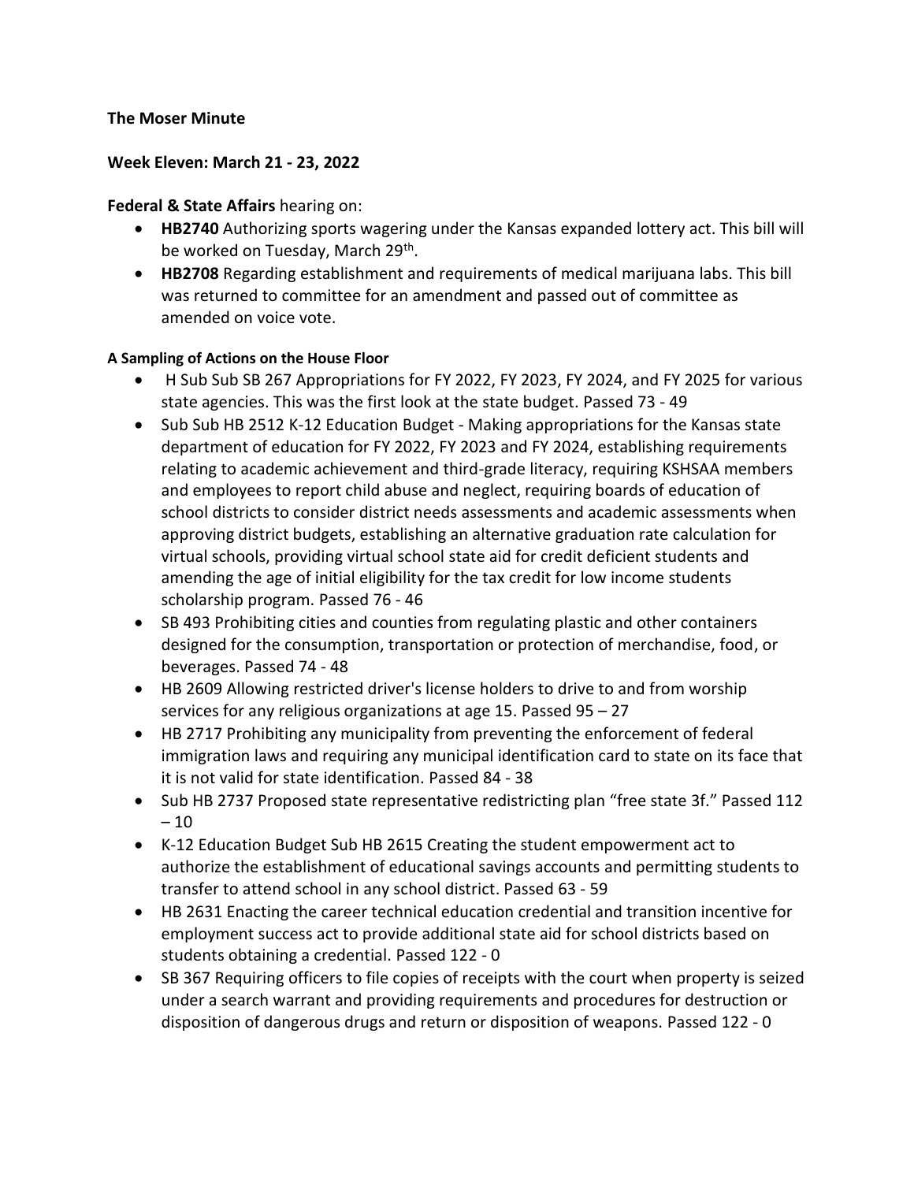**The Moser Minute**

**Week Eleven: March 21 - 23, 2022**

**Federal & State Affairs** hearing on:

- **HB2740** Authorizing sports wagering under the Kansas expanded lottery act. This bill will be worked on Tuesday, March 29th.
- **HB2708** Regarding establishment and requirements of medical marijuana labs. This bill was returned to committee for an amendment and passed out of committee as amended on voice vote.

**A Sampling of Actions on the House Floor**

- H Sub Sub SB 267 Appropriations for FY 2022, FY 2023, FY 2024, and FY 2025 for various state agencies. This was the first look at the state budget. Passed 73 - 49
- Sub Sub HB 2512 K-12 Education Budget - Making appropriations for the Kansas state department of education for FY 2022, FY 2023 and FY 2024, establishing requirements relating to academic achievement and third-grade literacy, requiring KSHSAA members and employees to report child abuse and neglect, requiring boards of education of school districts to consider district needs assessments and academic assessments when approving district budgets, establishing an alternative graduation rate calculation for virtual schools, providing virtual school state aid for credit deficient students and amending the age of initial eligibility for the tax credit for low income students scholarship program. Passed 76 - 46
- SB 493 Prohibiting cities and counties from regulating plastic and other containers designed for the consumption, transportation or protection of merchandise, food, or beverages. Passed 74 - 48
- HB 2609 Allowing restricted driver's license holders to drive to and from worship services for any religious organizations at age 15. Passed 95 – 27
- HB 2717 Prohibiting any municipality from preventing the enforcement of federal immigration laws and requiring any municipal identification card to state on its face that it is not valid for state identification. Passed 84 - 38
- Sub HB 2737 Proposed state representative redistricting plan "free state 3f." Passed 112 – 10
- K-12 Education Budget Sub HB 2615 Creating the student empowerment act to authorize the establishment of educational savings accounts and permitting students to transfer to attend school in any school district. Passed 63 - 59
- HB 2631 Enacting the career technical education credential and transition incentive for employment success act to provide additional state aid for school districts based on students obtaining a credential. Passed 122 - 0
- SB 367 Requiring officers to file copies of receipts with the court when property is seized under a search warrant and providing requirements and procedures for destruction or disposition of dangerous drugs and return or disposition of weapons. Passed 122 - 0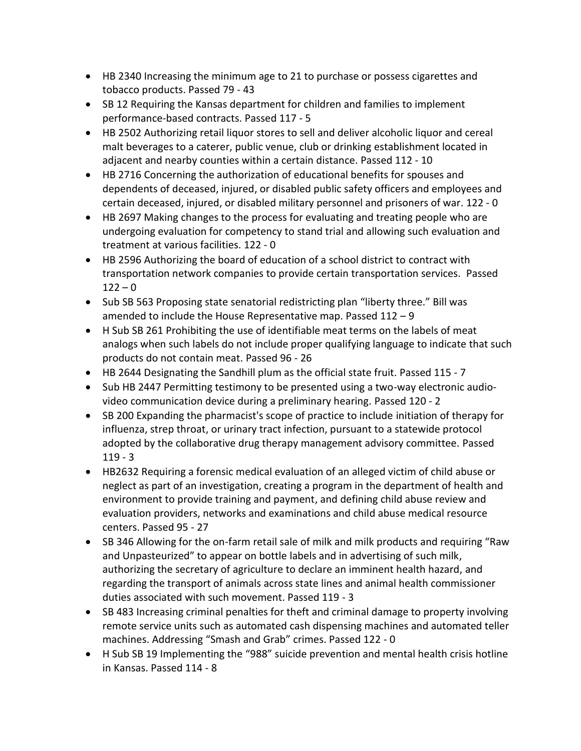- HB 2340 Increasing the minimum age to 21 to purchase or possess cigarettes and tobacco products. Passed 79 - 43
- SB 12 Requiring the Kansas department for children and families to implement performance-based contracts. Passed 117 - 5
- HB 2502 Authorizing retail liquor stores to sell and deliver alcoholic liquor and cereal malt beverages to a caterer, public venue, club or drinking establishment located in adjacent and nearby counties within a certain distance. Passed 112 - 10
- HB 2716 Concerning the authorization of educational benefits for spouses and dependents of deceased, injured, or disabled public safety officers and employees and certain deceased, injured, or disabled military personnel and prisoners of war. 122 - 0
- HB 2697 Making changes to the process for evaluating and treating people who are undergoing evaluation for competency to stand trial and allowing such evaluation and treatment at various facilities. 122 - 0
- HB 2596 Authorizing the board of education of a school district to contract with transportation network companies to provide certain transportation services. Passed 122 – 0
- Sub SB 563 Proposing state senatorial redistricting plan "liberty three." Bill was amended to include the House Representative map. Passed 112 – 9
- H Sub SB 261 Prohibiting the use of identifiable meat terms on the labels of meat analogs when such labels do not include proper qualifying language to indicate that such products do not contain meat. Passed 96 - 26
- HB 2644 Designating the Sandhill plum as the official state fruit. Passed 115 - 7
- Sub HB 2447 Permitting testimony to be presented using a two-way electronic audio-video communication device during a preliminary hearing. Passed 120 - 2
- SB 200 Expanding the pharmacist's scope of practice to include initiation of therapy for influenza, strep throat, or urinary tract infection, pursuant to a statewide protocol adopted by the collaborative drug therapy management advisory committee. Passed 119 - 3
- HB2632 Requiring a forensic medical evaluation of an alleged victim of child abuse or neglect as part of an investigation, creating a program in the department of health and environment to provide training and payment, and defining child abuse review and evaluation providers, networks and examinations and child abuse medical resource centers. Passed 95 - 27
- SB 346 Allowing for the on-farm retail sale of milk and milk products and requiring "Raw and Unpasteurized" to appear on bottle labels and in advertising of such milk, authorizing the secretary of agriculture to declare an imminent health hazard, and regarding the transport of animals across state lines and animal health commissioner duties associated with such movement. Passed 119 - 3
- SB 483 Increasing criminal penalties for theft and criminal damage to property involving remote service units such as automated cash dispensing machines and automated teller machines. Addressing "Smash and Grab" crimes. Passed 122 - 0
- H Sub SB 19 Implementing the "988" suicide prevention and mental health crisis hotline in Kansas. Passed 114 - 8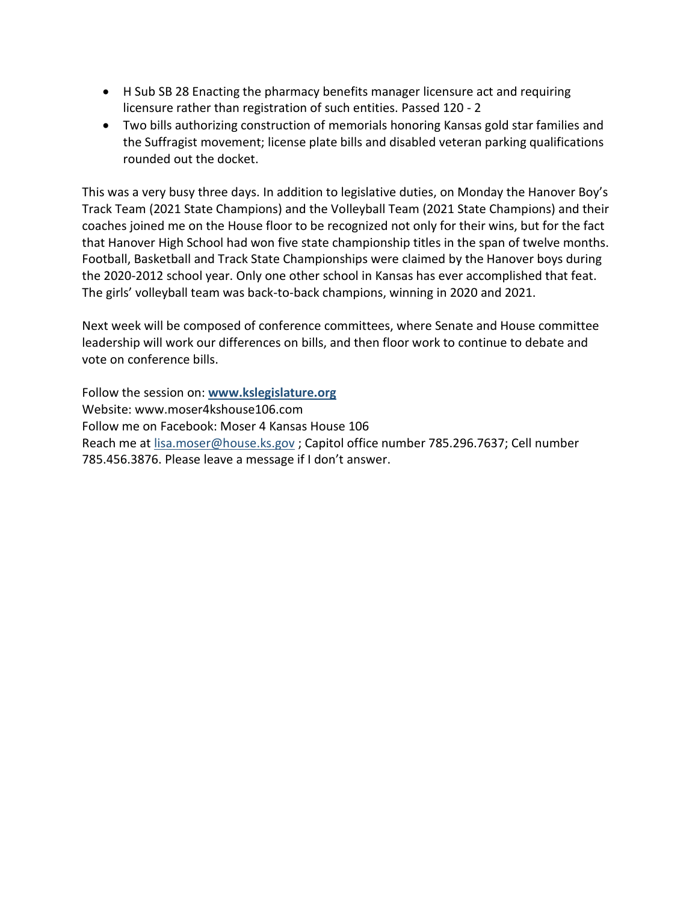- H Sub SB 28 Enacting the pharmacy benefits manager licensure act and requiring licensure rather than registration of such entities. Passed 120 - 2
- Two bills authorizing construction of memorials honoring Kansas gold star families and the Suffragist movement; license plate bills and disabled veteran parking qualifications rounded out the docket.

This was a very busy three days. In addition to legislative duties, on Monday the Hanover Boy's Track Team (2021 State Champions) and the Volleyball Team (2021 State Champions) and their coaches joined me on the House floor to be recognized not only for their wins, but for the fact that Hanover High School had won five state championship titles in the span of twelve months. Football, Basketball and Track State Championships were claimed by the Hanover boys during the 2020-2012 school year. Only one other school in Kansas has ever accomplished that feat. The girls' volleyball team was back-to-back champions, winning in 2020 and 2021.

Next week will be composed of conference committees, where Senate and House committee leadership will work our differences on bills, and then floor work to continue to debate and vote on conference bills.

Follow the session on: **[www.kslegislature.org](http://www.kslegislature.org)**
Website: www.moser4kshouse106.com
Follow me on Facebook: Moser 4 Kansas House 106
Reach me at [lisa.moser@house.ks.gov](mailto:lisa.moser@house.ks.gov) ; Capitol office number 785.296.7637; Cell number 785.456.3876. Please leave a message if I don't answer.